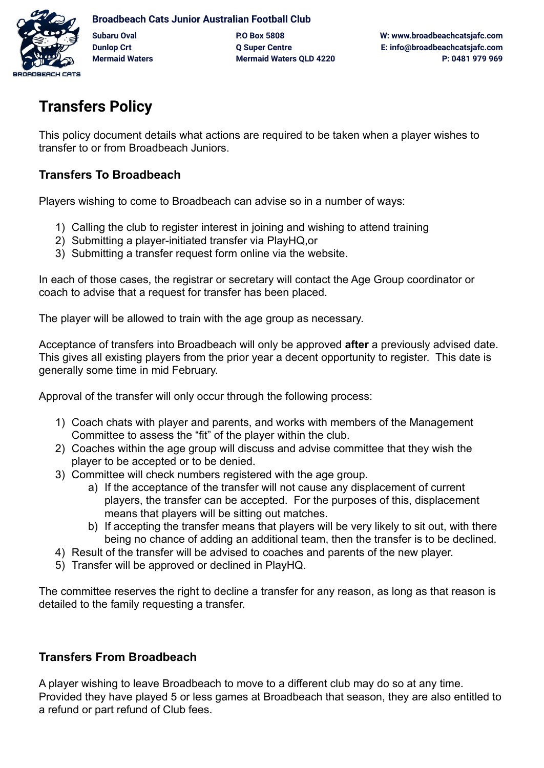**Broadbeach Cats Junior Australian Football Club**

**Subaru Oval**
**Dunlop Crt**
**Mermaid Waters**

**P.O Box 5808**
**Q Super Centre**
**Mermaid Waters QLD 4220**

**W: www.broadbeachcatsjafc.com**
**E: info@broadbeachcatsjafc.com**
**P: 0481 979 969**

# Transfers Policy

This policy document details what actions are required to be taken when a player wishes to transfer to or from Broadbeach Juniors.

## Transfers To Broadbeach

Players wishing to come to Broadbeach can advise so in a number of ways:

1) Calling the club to register interest in joining and wishing to attend training
2) Submitting a player-initiated transfer via PlayHQ,or
3) Submitting a transfer request form online via the website.

In each of those cases, the registrar or secretary will contact the Age Group coordinator or coach to advise that a request for transfer has been placed.

The player will be allowed to train with the age group as necessary.

Acceptance of transfers into Broadbeach will only be approved **after** a previously advised date. This gives all existing players from the prior year a decent opportunity to register. This date is generally some time in mid February.

Approval of the transfer will only occur through the following process:

1) Coach chats with player and parents, and works with members of the Management Committee to assess the "fit" of the player within the club.
2) Coaches within the age group will discuss and advise committee that they wish the player to be accepted or to be denied.
3) Committee will check numbers registered with the age group.
   a) If the acceptance of the transfer will not cause any displacement of current players, the transfer can be accepted. For the purposes of this, displacement means that players will be sitting out matches.
   b) If accepting the transfer means that players will be very likely to sit out, with there being no chance of adding an additional team, then the transfer is to be declined.
4) Result of the transfer will be advised to coaches and parents of the new player.
5) Transfer will be approved or declined in PlayHQ.

The committee reserves the right to decline a transfer for any reason, as long as that reason is detailed to the family requesting a transfer.

## Transfers From Broadbeach

A player wishing to leave Broadbeach to move to a different club may do so at any time. Provided they have played 5 or less games at Broadbeach that season, they are also entitled to a refund or part refund of Club fees.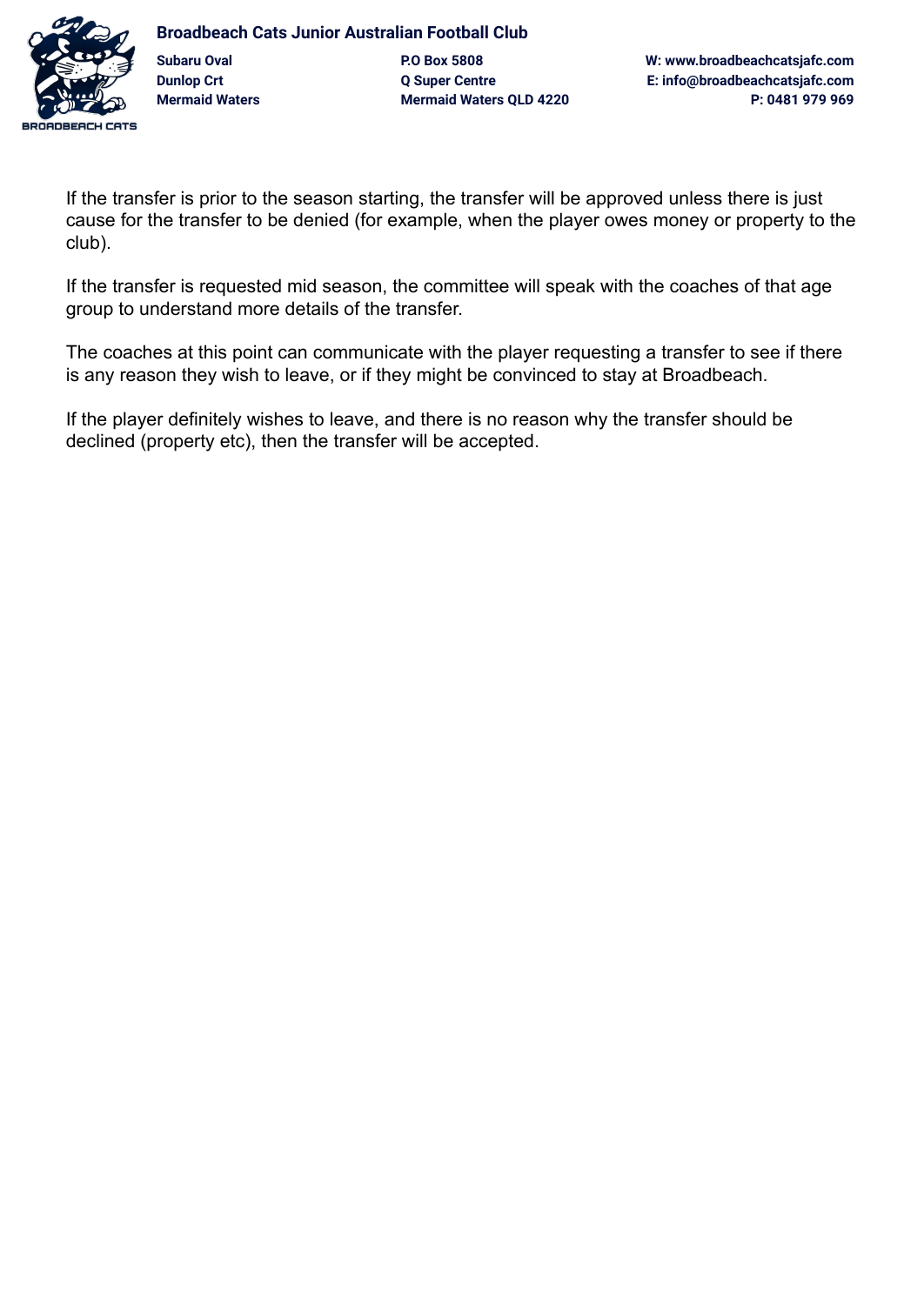If the transfer is prior to the season starting, the transfer will be approved unless there is just cause for the transfer to be denied (for example, when the player owes money or property to the club).

If the transfer is requested mid season, the committee will speak with the coaches of that age group to understand more details of the transfer.

The coaches at this point can communicate with the player requesting a transfer to see if there is any reason they wish to leave, or if they might be convinced to stay at Broadbeach.

If the player definitely wishes to leave, and there is no reason why the transfer should be declined (property etc), then the transfer will be accepted.